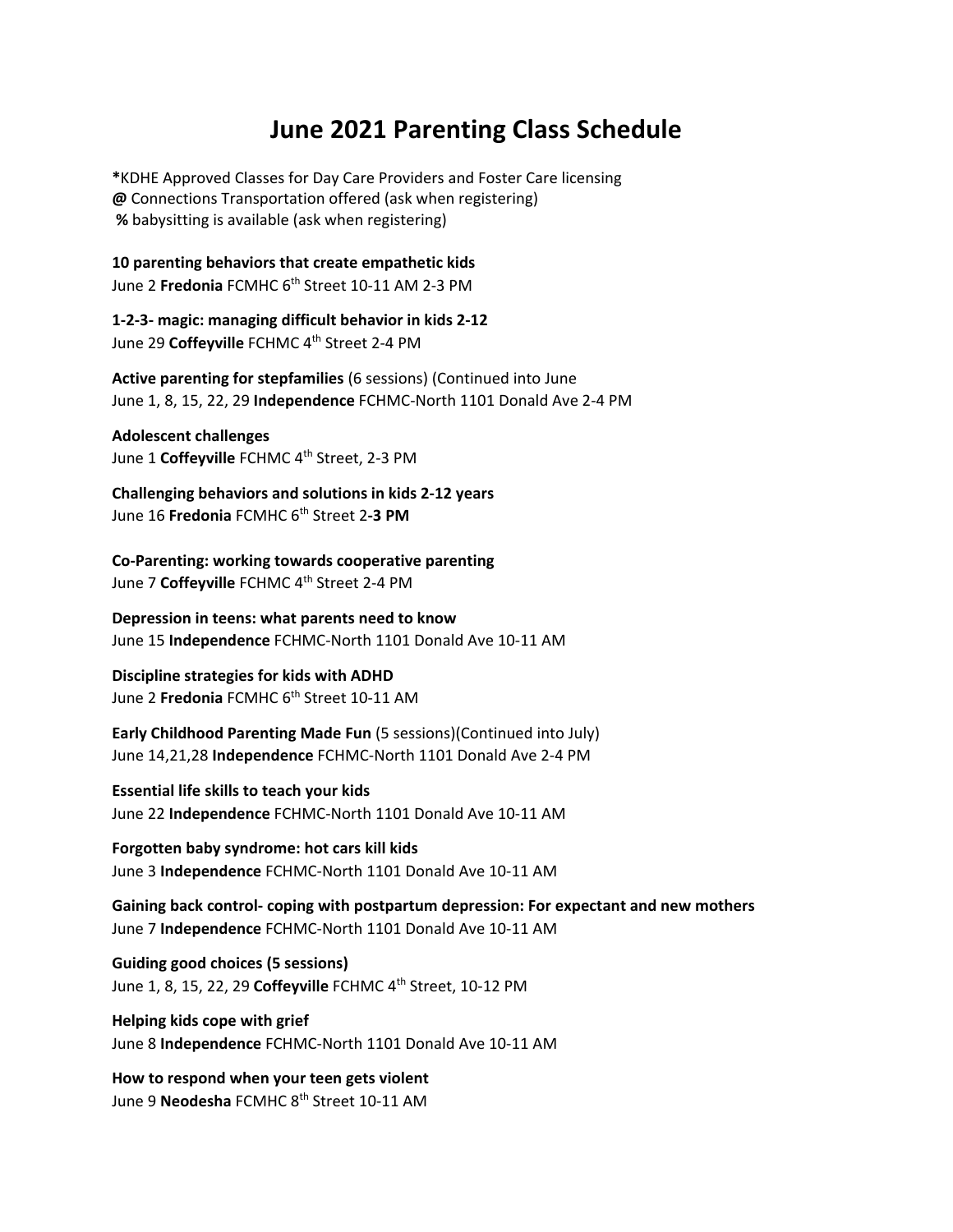# June 2021 Parenting Class Schedule

***KDHE Approved Classes for Day Care Providers and Foster Care licensing**
**@** Connections Transportation offered (ask when registering)
**%** babysitting is available (ask when registering)

**10 parenting behaviors that create empathetic kids**
June 2 **Fredonia** FCMHC 6th Street 10-11 AM 2-3 PM

**1-2-3- magic: managing difficult behavior in kids 2-12**
June 29 **Coffeyville** FCHMC 4th Street 2-4 PM

**Active parenting for stepfamilies** (6 sessions) (Continued into June
June 1, 8, 15, 22, 29 **Independence** FCHMC-North 1101 Donald Ave 2-4 PM

**Adolescent challenges**
June 1 **Coffeyville** FCHMC 4th Street, 2-3 PM

**Challenging behaviors and solutions in kids 2-12 years**
June 16 **Fredonia** FCMHC 6th Street 2**-3 PM**

**Co-Parenting: working towards cooperative parenting**
June 7 **Coffeyville** FCHMC 4th Street 2-4 PM

**Depression in teens: what parents need to know**
June 15 **Independence** FCHMC-North 1101 Donald Ave 10-11 AM

**Discipline strategies for kids with ADHD**
June 2 **Fredonia** FCMHC 6th Street 10-11 AM

**Early Childhood Parenting Made Fun** (5 sessions)(Continued into July)
June 14,21,28 **Independence** FCHMC-North 1101 Donald Ave 2-4 PM

**Essential life skills to teach your kids**
June 22 **Independence** FCHMC-North 1101 Donald Ave 10-11 AM

**Forgotten baby syndrome: hot cars kill kids**
June 3 **Independence** FCHMC-North 1101 Donald Ave 10-11 AM

**Gaining back control- coping with postpartum depression: For expectant and new mothers**
June 7 **Independence** FCHMC-North 1101 Donald Ave 10-11 AM

**Guiding good choices (5 sessions)**
June 1, 8, 15, 22, 29 **Coffeyville** FCHMC 4th Street, 10-12 PM

**Helping kids cope with grief**
June 8 **Independence** FCHMC-North 1101 Donald Ave 10-11 AM

**How to respond when your teen gets violent**
June 9 **Neodesha** FCMHC 8th Street 10-11 AM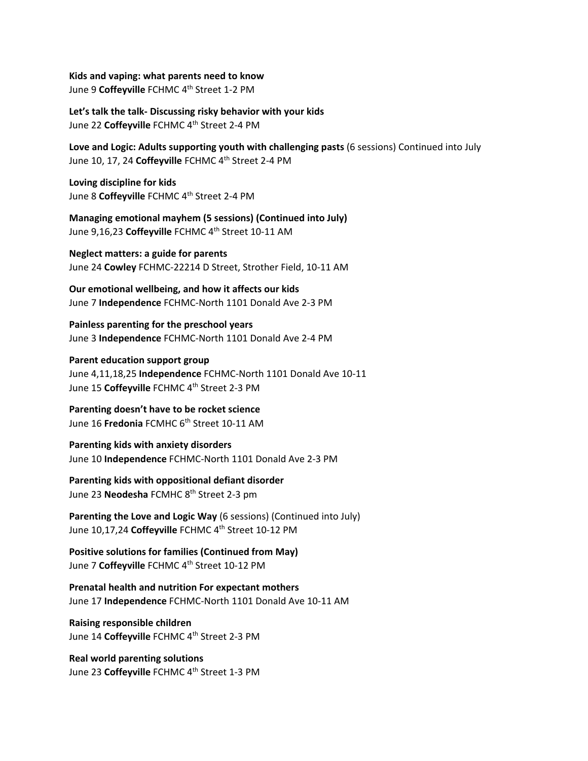**Kids and vaping: what parents need to know**
June 9 **Coffeyville** FCHMC 4th Street 1-2 PM

**Let's talk the talk- Discussing risky behavior with your kids**
June 22 **Coffeyville** FCHMC 4th Street 2-4 PM

**Love and Logic: Adults supporting youth with challenging pasts** (6 sessions) Continued into July
June 10, 17, 24 **Coffeyville** FCHMC 4th Street 2-4 PM

**Loving discipline for kids**
June 8 **Coffeyville** FCHMC 4th Street 2-4 PM

**Managing emotional mayhem (5 sessions) (Continued into July)**
June 9,16,23 **Coffeyville** FCHMC 4th Street 10-11 AM

**Neglect matters: a guide for parents**
June 24 **Cowley** FCHMC-22214 D Street, Strother Field, 10-11 AM

**Our emotional wellbeing, and how it affects our kids**
June 7 **Independence** FCHMC-North 1101 Donald Ave 2-3 PM

**Painless parenting for the preschool years**
June 3 **Independence** FCHMC-North 1101 Donald Ave 2-4 PM

**Parent education support group**
June 4,11,18,25 **Independence** FCHMC-North 1101 Donald Ave 10-11
June 15 **Coffeyville** FCHMC 4th Street 2-3 PM

**Parenting doesn't have to be rocket science**
June 16 **Fredonia** FCMHC 6th Street 10-11 AM

**Parenting kids with anxiety disorders**
June 10 **Independence** FCHMC-North 1101 Donald Ave 2-3 PM

**Parenting kids with oppositional defiant disorder**
June 23 **Neodesha** FCMHC 8th Street 2-3 pm

**Parenting the Love and Logic Way** (6 sessions) (Continued into July)
June 10,17,24 **Coffeyville** FCHMC 4th Street 10-12 PM

**Positive solutions for families (Continued from May)**
June 7 **Coffeyville** FCHMC 4th Street 10-12 PM

**Prenatal health and nutrition For expectant mothers**
June 17 **Independence** FCHMC-North 1101 Donald Ave 10-11 AM

**Raising responsible children**
June 14 **Coffeyville** FCHMC 4th Street 2-3 PM

**Real world parenting solutions**
June 23 **Coffeyville** FCHMC 4th Street 1-3 PM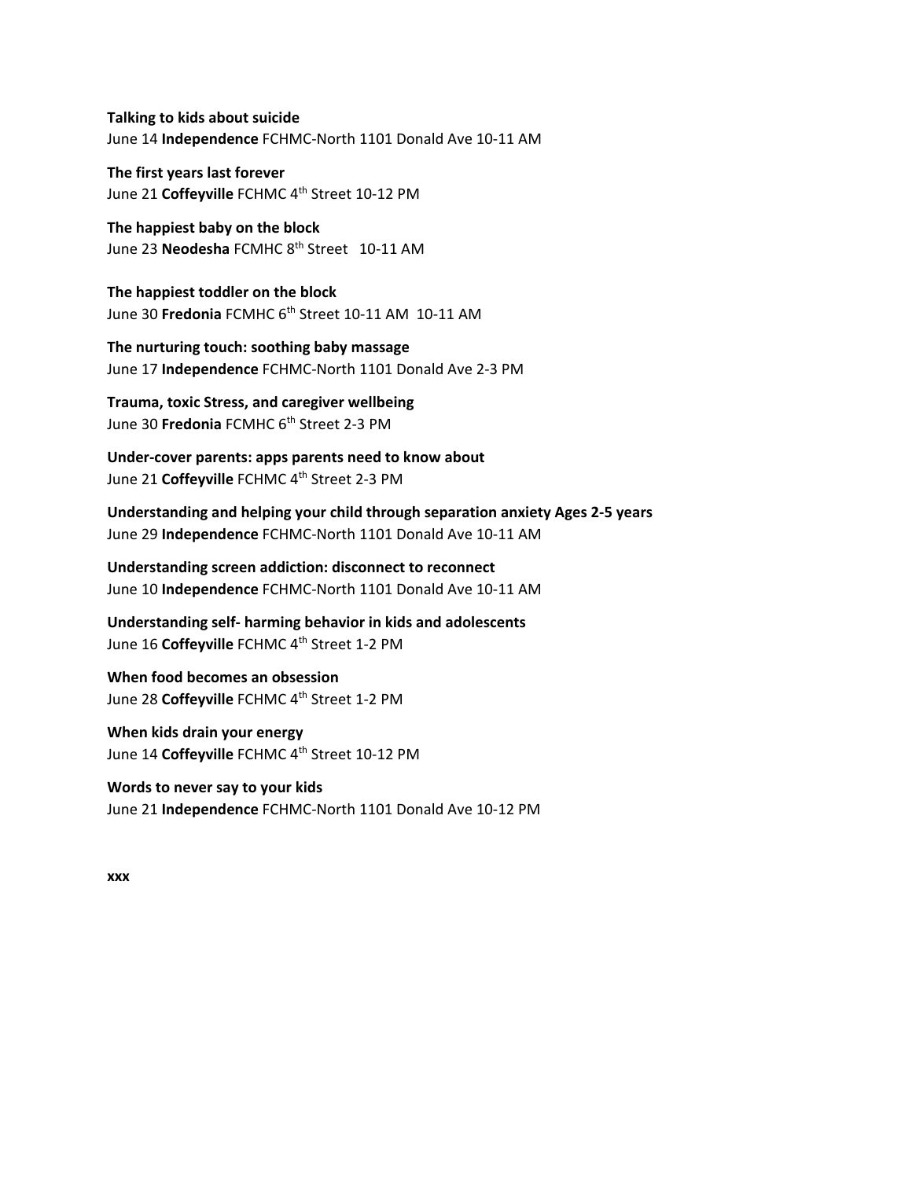**Talking to kids about suicide**
June 14 **Independence** FCHMC-North 1101 Donald Ave 10-11 AM

**The first years last forever**
June 21 **Coffeyville** FCHMC 4th Street 10-12 PM

**The happiest baby on the block**
June 23 **Neodesha** FCMHC 8th Street 10-11 AM

**The happiest toddler on the block**
June 30 **Fredonia** FCMHC 6th Street 10-11 AM 10-11 AM

**The nurturing touch: soothing baby massage**
June 17 **Independence** FCHMC-North 1101 Donald Ave 2-3 PM

**Trauma, toxic Stress, and caregiver wellbeing**
June 30 **Fredonia** FCMHC 6th Street 2-3 PM

**Under-cover parents: apps parents need to know about**
June 21 **Coffeyville** FCHMC 4th Street 2-3 PM

**Understanding and helping your child through separation anxiety Ages 2-5 years**
June 29 **Independence** FCHMC-North 1101 Donald Ave 10-11 AM

**Understanding screen addiction: disconnect to reconnect**
June 10 **Independence** FCHMC-North 1101 Donald Ave 10-11 AM

**Understanding self- harming behavior in kids and adolescents**
June 16 **Coffeyville** FCHMC 4th Street 1-2 PM

**When food becomes an obsession**
June 28 **Coffeyville** FCHMC 4th Street 1-2 PM

**When kids drain your energy**
June 14 **Coffeyville** FCHMC 4th Street 10-12 PM

**Words to never say to your kids**
June 21 **Independence** FCHMC-North 1101 Donald Ave 10-12 PM

**xxx**